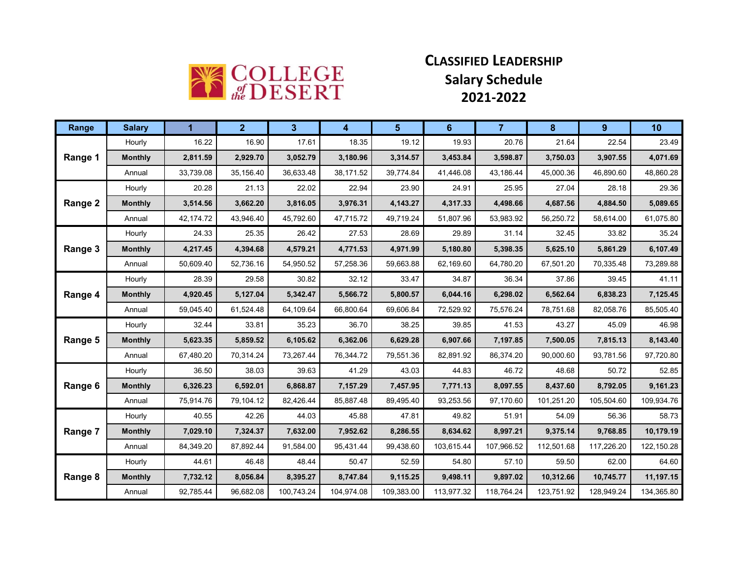COLLEGE of the DESERT

# CLASSIFIED LEADERSHIP
## Salary Schedule
## 2021-2022

| Range | Salary | 1 | 2 | 3 | 4 | 5 | 6 | 7 | 8 | 9 | 10 |
|---|---|---|---|---|---|---|---|---|---|---|---|
| Range 1 | Hourly | 16.22 | 16.90 | 17.61 | 18.35 | 19.12 | 19.93 | 20.76 | 21.64 | 22.54 | 23.49 |
| | **Monthly** | **2,811.59** | **2,929.70** | **3,052.79** | **3,180.96** | **3,314.57** | **3,453.84** | **3,598.87** | **3,750.03** | **3,907.55** | **4,071.69** |
| | Annual | 33,739.08 | 35,156.40 | 36,633.48 | 38,171.52 | 39,774.84 | 41,446.08 | 43,186.44 | 45,000.36 | 46,890.60 | 48,860.28 |
| Range 2 | Hourly | 20.28 | 21.13 | 22.02 | 22.94 | 23.90 | 24.91 | 25.95 | 27.04 | 28.18 | 29.36 |
| | **Monthly** | **3,514.56** | **3,662.20** | **3,816.05** | **3,976.31** | **4,143.27** | **4,317.33** | **4,498.66** | **4,687.56** | **4,884.50** | **5,089.65** |
| | Annual | 42,174.72 | 43,946.40 | 45,792.60 | 47,715.72 | 49,719.24 | 51,807.96 | 53,983.92 | 56,250.72 | 58,614.00 | 61,075.80 |
| Range 3 | Hourly | 24.33 | 25.35 | 26.42 | 27.53 | 28.69 | 29.89 | 31.14 | 32.45 | 33.82 | 35.24 |
| | **Monthly** | **4,217.45** | **4,394.68** | **4,579.21** | **4,771.53** | **4,971.99** | **5,180.80** | **5,398.35** | **5,625.10** | **5,861.29** | **6,107.49** |
| | Annual | 50,609.40 | 52,736.16 | 54,950.52 | 57,258.36 | 59,663.88 | 62,169.60 | 64,780.20 | 67,501.20 | 70,335.48 | 73,289.88 |
| Range 4 | Hourly | 28.39 | 29.58 | 30.82 | 32.12 | 33.47 | 34.87 | 36.34 | 37.86 | 39.45 | 41.11 |
| | **Monthly** | **4,920.45** | **5,127.04** | **5,342.47** | **5,566.72** | **5,800.57** | **6,044.16** | **6,298.02** | **6,562.64** | **6,838.23** | **7,125.45** |
| | Annual | 59,045.40 | 61,524.48 | 64,109.64 | 66,800.64 | 69,606.84 | 72,529.92 | 75,576.24 | 78,751.68 | 82,058.76 | 85,505.40 |
| Range 5 | Hourly | 32.44 | 33.81 | 35.23 | 36.70 | 38.25 | 39.85 | 41.53 | 43.27 | 45.09 | 46.98 |
| | **Monthly** | **5,623.35** | **5,859.52** | **6,105.62** | **6,362.06** | **6,629.28** | **6,907.66** | **7,197.85** | **7,500.05** | **7,815.13** | **8,143.40** |
| | Annual | 67,480.20 | 70,314.24 | 73,267.44 | 76,344.72 | 79,551.36 | 82,891.92 | 86,374.20 | 90,000.60 | 93,781.56 | 97,720.80 |
| Range 6 | Hourly | 36.50 | 38.03 | 39.63 | 41.29 | 43.03 | 44.83 | 46.72 | 48.68 | 50.72 | 52.85 |
| | **Monthly** | **6,326.23** | **6,592.01** | **6,868.87** | **7,157.29** | **7,457.95** | **7,771.13** | **8,097.55** | **8,437.60** | **8,792.05** | **9,161.23** |
| | Annual | 75,914.76 | 79,104.12 | 82,426.44 | 85,887.48 | 89,495.40 | 93,253.56 | 97,170.60 | 101,251.20 | 105,504.60 | 109,934.76 |
| Range 7 | Hourly | 40.55 | 42.26 | 44.03 | 45.88 | 47.81 | 49.82 | 51.91 | 54.09 | 56.36 | 58.73 |
| | **Monthly** | **7,029.10** | **7,324.37** | **7,632.00** | **7,952.62** | **8,286.55** | **8,634.62** | **8,997.21** | **9,375.14** | **9,768.85** | **10,179.19** |
| | Annual | 84,349.20 | 87,892.44 | 91,584.00 | 95,431.44 | 99,438.60 | 103,615.44 | 107,966.52 | 112,501.68 | 117,226.20 | 122,150.28 |
| Range 8 | Hourly | 44.61 | 46.48 | 48.44 | 50.47 | 52.59 | 54.80 | 57.10 | 59.50 | 62.00 | 64.60 |
| | **Monthly** | **7,732.12** | **8,056.84** | **8,395.27** | **8,747.84** | **9,115.25** | **9,498.11** | **9,897.02** | **10,312.66** | **10,745.77** | **11,197.15** |
| | Annual | 92,785.44 | 96,682.08 | 100,743.24 | 104,974.08 | 109,383.00 | 113,977.32 | 118,764.24 | 123,751.92 | 128,949.24 | 134,365.80 |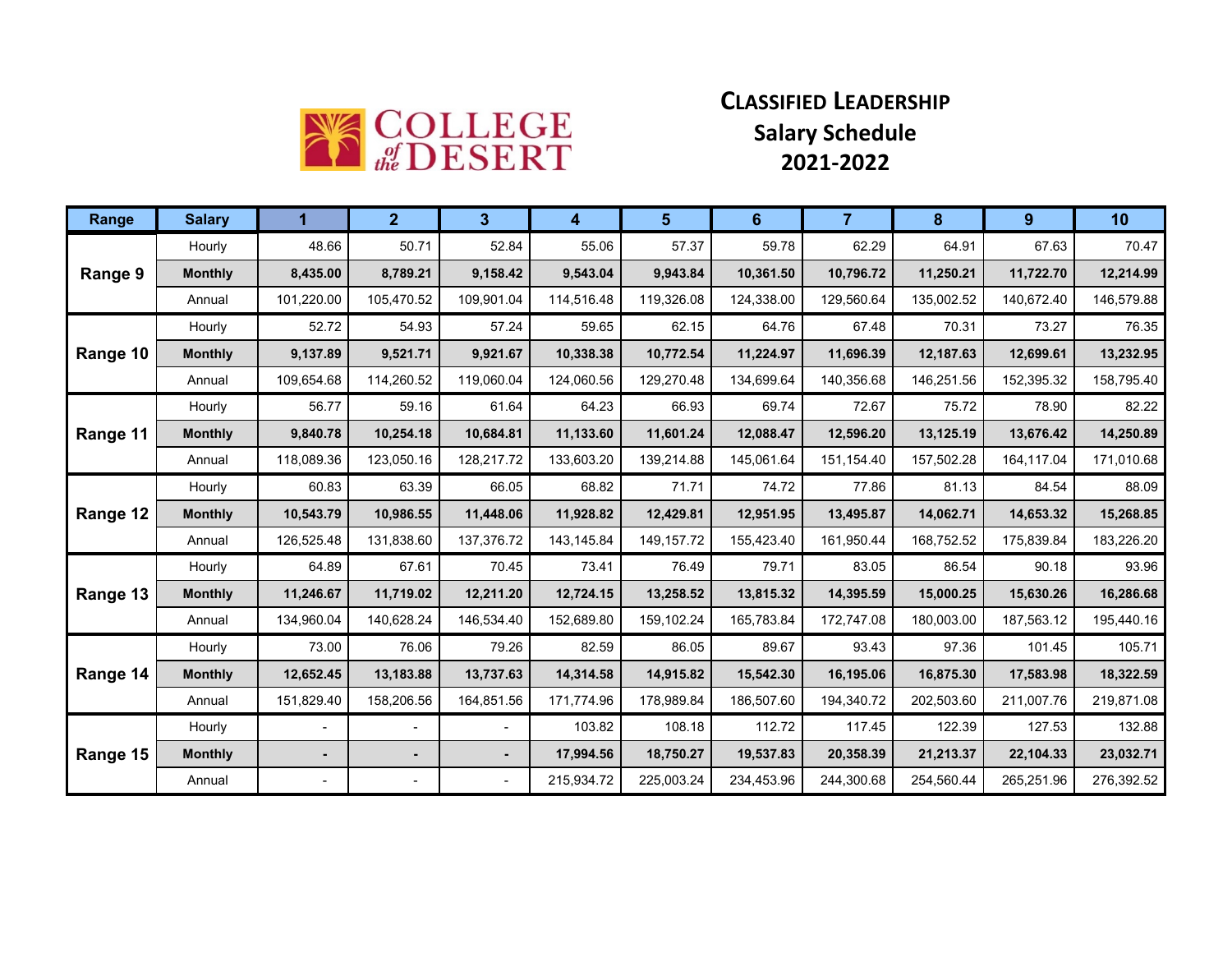COLLEGE of the DESERT

# CLASSIFIED LEADERSHIP
## Salary Schedule
## 2021-2022

| Range | Salary | 1 | 2 | 3 | 4 | 5 | 6 | 7 | 8 | 9 | 10 |
|---|---|---|---|---|---|---|---|---|---|---|---|
| Range 9 | Hourly | 48.66 | 50.71 | 52.84 | 55.06 | 57.37 | 59.78 | 62.29 | 64.91 | 67.63 | 70.47 |
| | **Monthly** | **8,435.00** | **8,789.21** | **9,158.42** | **9,543.04** | **9,943.84** | **10,361.50** | **10,796.72** | **11,250.21** | **11,722.70** | **12,214.99** |
| | Annual | 101,220.00 | 105,470.52 | 109,901.04 | 114,516.48 | 119,326.08 | 124,338.00 | 129,560.64 | 135,002.52 | 140,672.40 | 146,579.88 |
| Range 10 | Hourly | 52.72 | 54.93 | 57.24 | 59.65 | 62.15 | 64.76 | 67.48 | 70.31 | 73.27 | 76.35 |
| | **Monthly** | **9,137.89** | **9,521.71** | **9,921.67** | **10,338.38** | **10,772.54** | **11,224.97** | **11,696.39** | **12,187.63** | **12,699.61** | **13,232.95** |
| | Annual | 109,654.68 | 114,260.52 | 119,060.04 | 124,060.56 | 129,270.48 | 134,699.64 | 140,356.68 | 146,251.56 | 152,395.32 | 158,795.40 |
| Range 11 | Hourly | 56.77 | 59.16 | 61.64 | 64.23 | 66.93 | 69.74 | 72.67 | 75.72 | 78.90 | 82.22 |
| | **Monthly** | **9,840.78** | **10,254.18** | **10,684.81** | **11,133.60** | **11,601.24** | **12,088.47** | **12,596.20** | **13,125.19** | **13,676.42** | **14,250.89** |
| | Annual | 118,089.36 | 123,050.16 | 128,217.72 | 133,603.20 | 139,214.88 | 145,061.64 | 151,154.40 | 157,502.28 | 164,117.04 | 171,010.68 |
| Range 12 | Hourly | 60.83 | 63.39 | 66.05 | 68.82 | 71.71 | 74.72 | 77.86 | 81.13 | 84.54 | 88.09 |
| | **Monthly** | **10,543.79** | **10,986.55** | **11,448.06** | **11,928.82** | **12,429.81** | **12,951.95** | **13,495.87** | **14,062.71** | **14,653.32** | **15,268.85** |
| | Annual | 126,525.48 | 131,838.60 | 137,376.72 | 143,145.84 | 149,157.72 | 155,423.40 | 161,950.44 | 168,752.52 | 175,839.84 | 183,226.20 |
| Range 13 | Hourly | 64.89 | 67.61 | 70.45 | 73.41 | 76.49 | 79.71 | 83.05 | 86.54 | 90.18 | 93.96 |
| | **Monthly** | **11,246.67** | **11,719.02** | **12,211.20** | **12,724.15** | **13,258.52** | **13,815.32** | **14,395.59** | **15,000.25** | **15,630.26** | **16,286.68** |
| | Annual | 134,960.04 | 140,628.24 | 146,534.40 | 152,689.80 | 159,102.24 | 165,783.84 | 172,747.08 | 180,003.00 | 187,563.12 | 195,440.16 |
| Range 14 | Hourly | 73.00 | 76.06 | 79.26 | 82.59 | 86.05 | 89.67 | 93.43 | 97.36 | 101.45 | 105.71 |
| | **Monthly** | **12,652.45** | **13,183.88** | **13,737.63** | **14,314.58** | **14,915.82** | **15,542.30** | **16,195.06** | **16,875.30** | **17,583.98** | **18,322.59** |
| | Annual | 151,829.40 | 158,206.56 | 164,851.56 | 171,774.96 | 178,989.84 | 186,507.60 | 194,340.72 | 202,503.60 | 211,007.76 | 219,871.08 |
| Range 15 | Hourly | - | - | - | 103.82 | 108.18 | 112.72 | 117.45 | 122.39 | 127.53 | 132.88 |
| | **Monthly** | **-** | **-** | **-** | **17,994.56** | **18,750.27** | **19,537.83** | **20,358.39** | **21,213.37** | **22,104.33** | **23,032.71** |
| | Annual | - | - | - | 215,934.72 | 225,003.24 | 234,453.96 | 244,300.68 | 254,560.44 | 265,251.96 | 276,392.52 |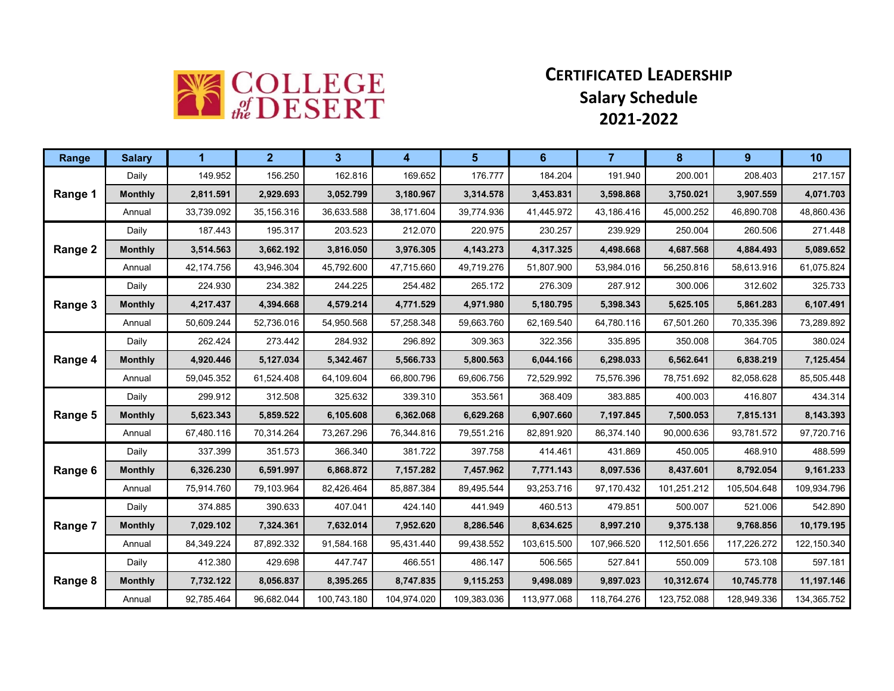COLLEGE of the DESERT

# CERTIFICATED LEADERSHIP
## Salary Schedule
## 2021-2022

| Range | Salary | 1 | 2 | 3 | 4 | 5 | 6 | 7 | 8 | 9 | 10 |
|---|---|---|---|---|---|---|---|---|---|---|---|
| Range 1 | Daily | 149.952 | 156.250 | 162.816 | 169.652 | 176.777 | 184.204 | 191.940 | 200.001 | 208.403 | 217.157 |
| | **Monthly** | **2,811.591** | **2,929.693** | **3,052.799** | **3,180.967** | **3,314.578** | **3,453.831** | **3,598.868** | **3,750.021** | **3,907.559** | **4,071.703** |
| | Annual | 33,739.092 | 35,156.316 | 36,633.588 | 38,171.604 | 39,774.936 | 41,445.972 | 43,186.416 | 45,000.252 | 46,890.708 | 48,860.436 |
| Range 2 | Daily | 187.443 | 195.317 | 203.523 | 212.070 | 220.975 | 230.257 | 239.929 | 250.004 | 260.506 | 271.448 |
| | **Monthly** | **3,514.563** | **3,662.192** | **3,816.050** | **3,976.305** | **4,143.273** | **4,317.325** | **4,498.668** | **4,687.568** | **4,884.493** | **5,089.652** |
| | Annual | 42,174.756 | 43,946.304 | 45,792.600 | 47,715.660 | 49,719.276 | 51,807.900 | 53,984.016 | 56,250.816 | 58,613.916 | 61,075.824 |
| Range 3 | Daily | 224.930 | 234.382 | 244.225 | 254.482 | 265.172 | 276.309 | 287.912 | 300.006 | 312.602 | 325.733 |
| | **Monthly** | **4,217.437** | **4,394.668** | **4,579.214** | **4,771.529** | **4,971.980** | **5,180.795** | **5,398.343** | **5,625.105** | **5,861.283** | **6,107.491** |
| | Annual | 50,609.244 | 52,736.016 | 54,950.568 | 57,258.348 | 59,663.760 | 62,169.540 | 64,780.116 | 67,501.260 | 70,335.396 | 73,289.892 |
| Range 4 | Daily | 262.424 | 273.442 | 284.932 | 296.892 | 309.363 | 322.356 | 335.895 | 350.008 | 364.705 | 380.024 |
| | **Monthly** | **4,920.446** | **5,127.034** | **5,342.467** | **5,566.733** | **5,800.563** | **6,044.166** | **6,298.033** | **6,562.641** | **6,838.219** | **7,125.454** |
| | Annual | 59,045.352 | 61,524.408 | 64,109.604 | 66,800.796 | 69,606.756 | 72,529.992 | 75,576.396 | 78,751.692 | 82,058.628 | 85,505.448 |
| Range 5 | Daily | 299.912 | 312.508 | 325.632 | 339.310 | 353.561 | 368.409 | 383.885 | 400.003 | 416.807 | 434.314 |
| | **Monthly** | **5,623.343** | **5,859.522** | **6,105.608** | **6,362.068** | **6,629.268** | **6,907.660** | **7,197.845** | **7,500.053** | **7,815.131** | **8,143.393** |
| | Annual | 67,480.116 | 70,314.264 | 73,267.296 | 76,344.816 | 79,551.216 | 82,891.920 | 86,374.140 | 90,000.636 | 93,781.572 | 97,720.716 |
| Range 6 | Daily | 337.399 | 351.573 | 366.340 | 381.722 | 397.758 | 414.461 | 431.869 | 450.005 | 468.910 | 488.599 |
| | **Monthly** | **6,326.230** | **6,591.997** | **6,868.872** | **7,157.282** | **7,457.962** | **7,771.143** | **8,097.536** | **8,437.601** | **8,792.054** | **9,161.233** |
| | Annual | 75,914.760 | 79,103.964 | 82,426.464 | 85,887.384 | 89,495.544 | 93,253.716 | 97,170.432 | 101,251.212 | 105,504.648 | 109,934.796 |
| Range 7 | Daily | 374.885 | 390.633 | 407.041 | 424.140 | 441.949 | 460.513 | 479.851 | 500.007 | 521.006 | 542.890 |
| | **Monthly** | **7,029.102** | **7,324.361** | **7,632.014** | **7,952.620** | **8,286.546** | **8,634.625** | **8,997.210** | **9,375.138** | **9,768.856** | **10,179.195** |
| | Annual | 84,349.224 | 87,892.332 | 91,584.168 | 95,431.440 | 99,438.552 | 103,615.500 | 107,966.520 | 112,501.656 | 117,226.272 | 122,150.340 |
| Range 8 | Daily | 412.380 | 429.698 | 447.747 | 466.551 | 486.147 | 506.565 | 527.841 | 550.009 | 573.108 | 597.181 |
| | **Monthly** | **7,732.122** | **8,056.837** | **8,395.265** | **8,747.835** | **9,115.253** | **9,498.089** | **9,897.023** | **10,312.674** | **10,745.778** | **11,197.146** |
| | Annual | 92,785.464 | 96,682.044 | 100,743.180 | 104,974.020 | 109,383.036 | 113,977.068 | 118,764.276 | 123,752.088 | 128,949.336 | 134,365.752 |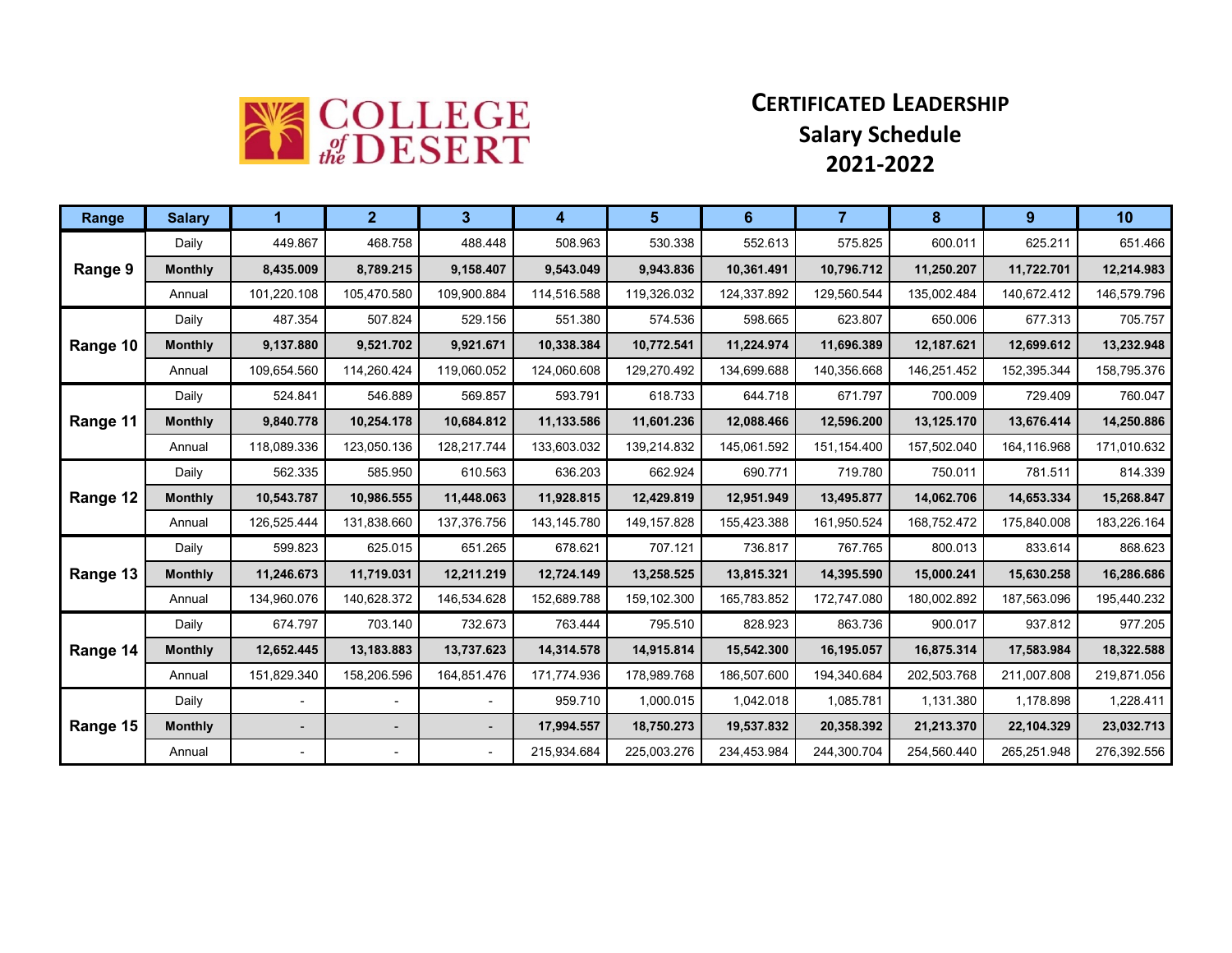COLLEGE of the DESERT

# CERTIFICATED LEADERSHIP
## Salary Schedule
## 2021-2022

| Range | Salary | 1 | 2 | 3 | 4 | 5 | 6 | 7 | 8 | 9 | 10 |
|---|---|---|---|---|---|---|---|---|---|---|---|
| Range 9 | Daily | 449.867 | 468.758 | 488.448 | 508.963 | 530.338 | 552.613 | 575.825 | 600.011 | 625.211 | 651.466 |
| | **Monthly** | **8,435.009** | **8,789.215** | **9,158.407** | **9,543.049** | **9,943.836** | **10,361.491** | **10,796.712** | **11,250.207** | **11,722.701** | **12,214.983** |
| | Annual | 101,220.108 | 105,470.580 | 109,900.884 | 114,516.588 | 119,326.032 | 124,337.892 | 129,560.544 | 135,002.484 | 140,672.412 | 146,579.796 |
| Range 10 | Daily | 487.354 | 507.824 | 529.156 | 551.380 | 574.536 | 598.665 | 623.807 | 650.006 | 677.313 | 705.757 |
| | **Monthly** | **9,137.880** | **9,521.702** | **9,921.671** | **10,338.384** | **10,772.541** | **11,224.974** | **11,696.389** | **12,187.621** | **12,699.612** | **13,232.948** |
| | Annual | 109,654.560 | 114,260.424 | 119,060.052 | 124,060.608 | 129,270.492 | 134,699.688 | 140,356.668 | 146,251.452 | 152,395.344 | 158,795.376 |
| Range 11 | Daily | 524.841 | 546.889 | 569.857 | 593.791 | 618.733 | 644.718 | 671.797 | 700.009 | 729.409 | 760.047 |
| | **Monthly** | **9,840.778** | **10,254.178** | **10,684.812** | **11,133.586** | **11,601.236** | **12,088.466** | **12,596.200** | **13,125.170** | **13,676.414** | **14,250.886** |
| | Annual | 118,089.336 | 123,050.136 | 128,217.744 | 133,603.032 | 139,214.832 | 145,061.592 | 151,154.400 | 157,502.040 | 164,116.968 | 171,010.632 |
| Range 12 | Daily | 562.335 | 585.950 | 610.563 | 636.203 | 662.924 | 690.771 | 719.780 | 750.011 | 781.511 | 814.339 |
| | **Monthly** | **10,543.787** | **10,986.555** | **11,448.063** | **11,928.815** | **12,429.819** | **12,951.949** | **13,495.877** | **14,062.706** | **14,653.334** | **15,268.847** |
| | Annual | 126,525.444 | 131,838.660 | 137,376.756 | 143,145.780 | 149,157.828 | 155,423.388 | 161,950.524 | 168,752.472 | 175,840.008 | 183,226.164 |
| Range 13 | Daily | 599.823 | 625.015 | 651.265 | 678.621 | 707.121 | 736.817 | 767.765 | 800.013 | 833.614 | 868.623 |
| | **Monthly** | **11,246.673** | **11,719.031** | **12,211.219** | **12,724.149** | **13,258.525** | **13,815.321** | **14,395.590** | **15,000.241** | **15,630.258** | **16,286.686** |
| | Annual | 134,960.076 | 140,628.372 | 146,534.628 | 152,689.788 | 159,102.300 | 165,783.852 | 172,747.080 | 180,002.892 | 187,563.096 | 195,440.232 |
| Range 14 | Daily | 674.797 | 703.140 | 732.673 | 763.444 | 795.510 | 828.923 | 863.736 | 900.017 | 937.812 | 977.205 |
| | **Monthly** | **12,652.445** | **13,183.883** | **13,737.623** | **14,314.578** | **14,915.814** | **15,542.300** | **16,195.057** | **16,875.314** | **17,583.984** | **18,322.588** |
| | Annual | 151,829.340 | 158,206.596 | 164,851.476 | 171,774.936 | 178,989.768 | 186,507.600 | 194,340.684 | 202,503.768 | 211,007.808 | 219,871.056 |
| Range 15 | Daily | - | - | - | 959.710 | 1,000.015 | 1,042.018 | 1,085.781 | 1,131.380 | 1,178.898 | 1,228.411 |
| | **Monthly** | - | - | - | **17,994.557** | **18,750.273** | **19,537.832** | **20,358.392** | **21,213.370** | **22,104.329** | **23,032.713** |
| | Annual | - | - | - | 215,934.684 | 225,003.276 | 234,453.984 | 244,300.704 | 254,560.440 | 265,251.948 | 276,392.556 |